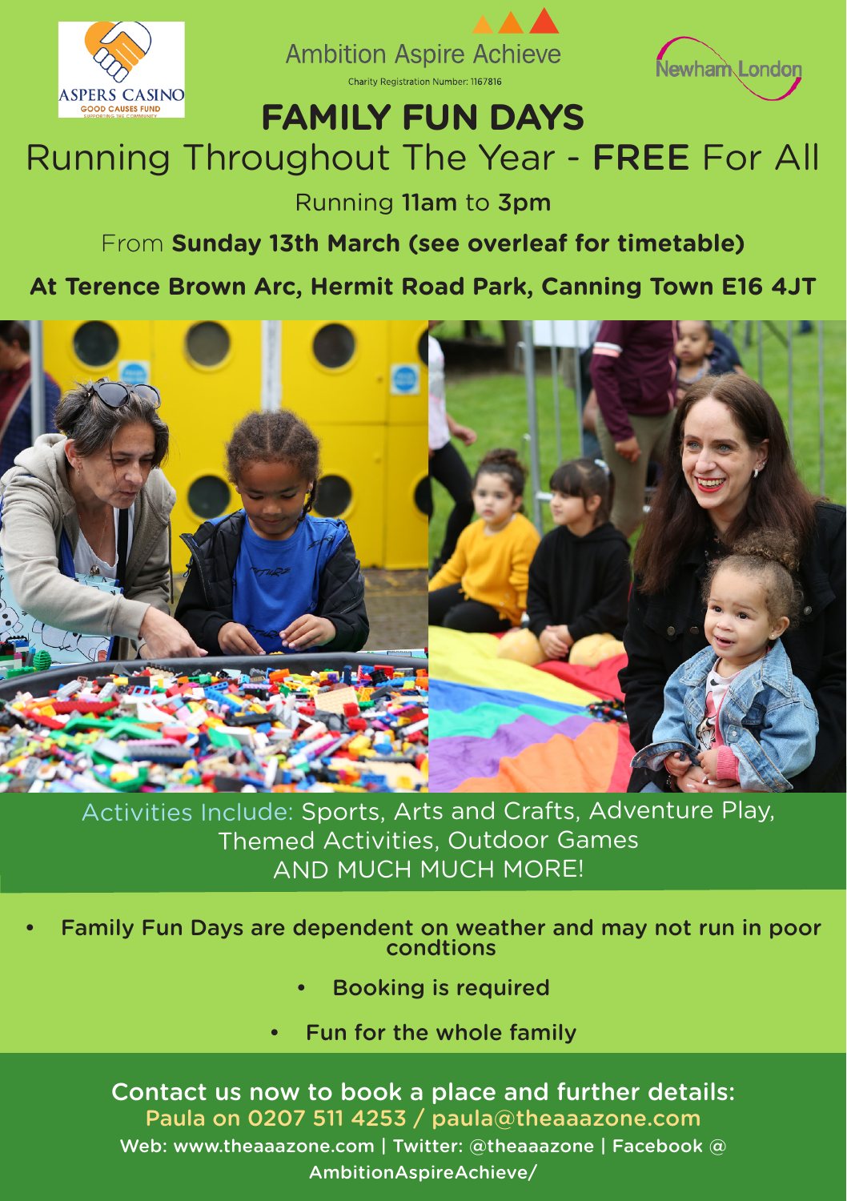ASPERS CASINO
GOOD CAUSES FUND
SUPPORTING THE COMMUNITY

Ambition Aspire Achieve
Charity Registration Number: 1167816

Newham London

# FAMILY FUN DAYS

## Running Throughout The Year - **FREE** For All

Running **11am** to **3pm**

From **Sunday 13th March (see overleaf for timetable)**

**At Terence Brown Arc, Hermit Road Park, Canning Town E16 4JT**

Activities Include: Sports, Arts and Crafts, Adventure Play, Themed Activities, Outdoor Games
AND MUCH MUCH MORE!

- **Family Fun Days are dependent on weather and may not run in poor condtions**
- **Booking is required**
- **Fun for the whole family**

**Contact us now to book a place and further details:**
**Paula on 0207 511 4253 / paula@theaaazone.com**
**Web: www.theaaazone.com | Twitter: @theaaazone | Facebook @ AmbitionAspireAchieve/**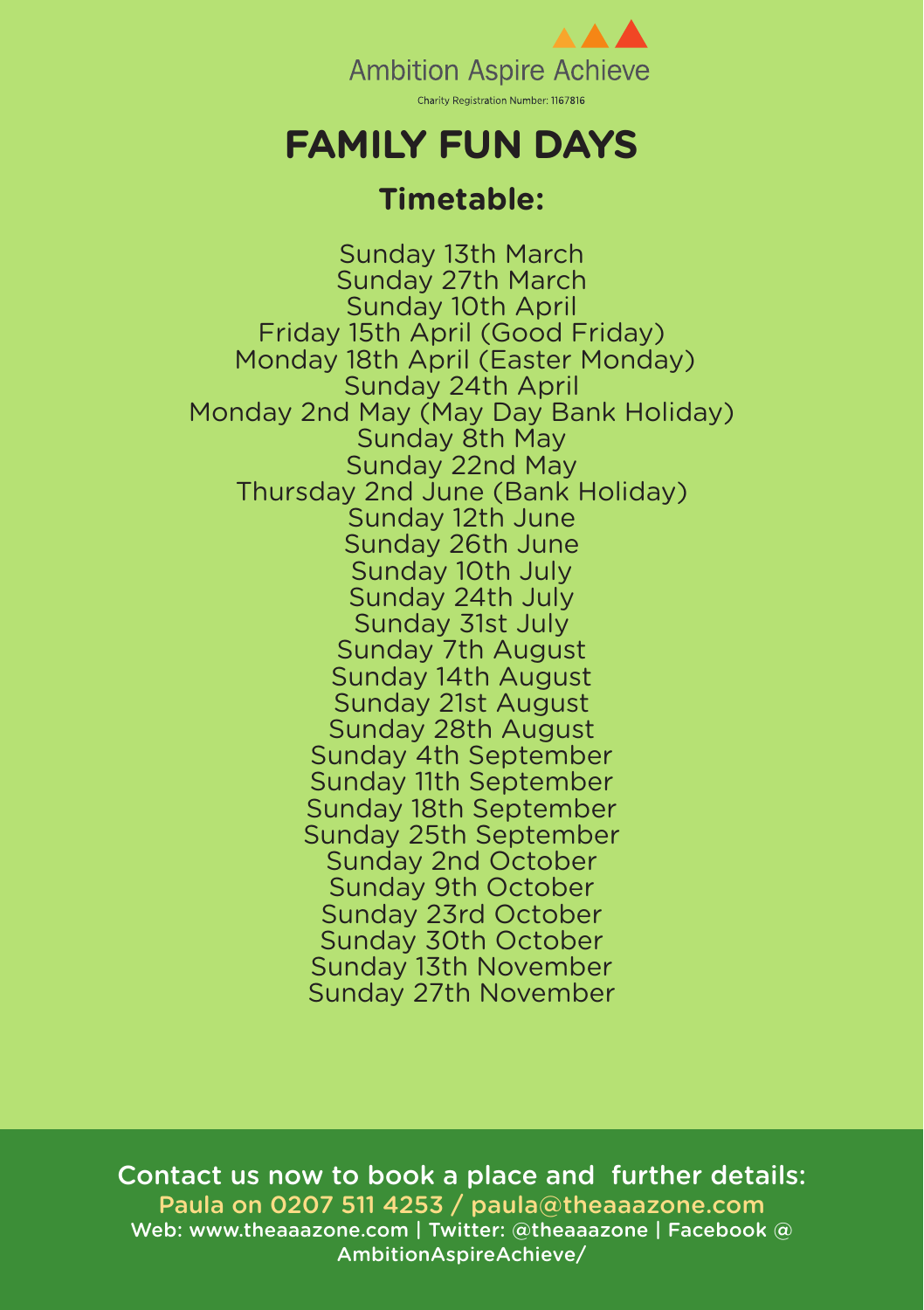Ambition Aspire Achieve

Charity Registration Number: 1167816

# FAMILY FUN DAYS

## Timetable:

Sunday 13th March
Sunday 27th March
Sunday 10th April
Friday 15th April (Good Friday)
Monday 18th April (Easter Monday)
Sunday 24th April
Monday 2nd May (May Day Bank Holiday)
Sunday 8th May
Sunday 22nd May
Thursday 2nd June (Bank Holiday)
Sunday 12th June
Sunday 26th June
Sunday 10th July
Sunday 24th July
Sunday 31st July
Sunday 7th August
Sunday 14th August
Sunday 21st August
Sunday 28th August
Sunday 4th September
Sunday 11th September
Sunday 18th September
Sunday 25th September
Sunday 2nd October
Sunday 9th October
Sunday 23rd October
Sunday 30th October
Sunday 13th November
Sunday 27th November

Contact us now to book a place and further details:
Paula on 0207 511 4253 / paula@theaaazone.com
Web: www.theaaazone.com | Twitter: @theaaazone | Facebook @ AmbitionAspireAchieve/